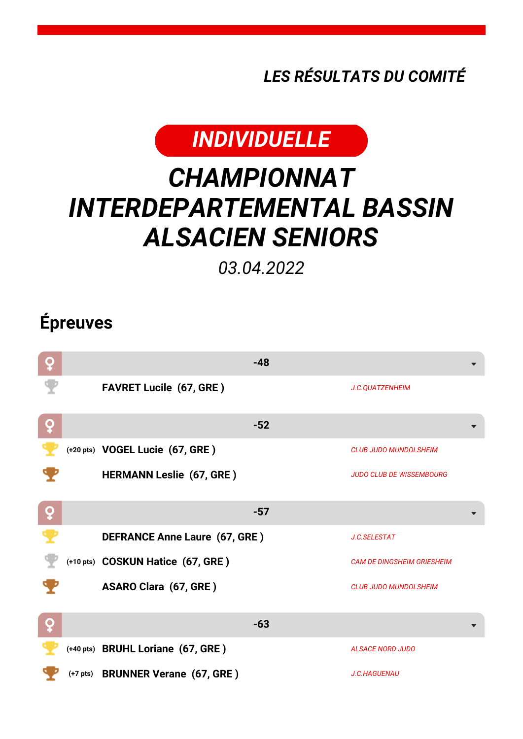*LES RÉSULTATS DU COMITÉ*

**INDIVIDUELLE**

# *CHAMPIONNAT INTERDEPARTEMENTAL BASSIN ALSACIEN SENIORS*

*03.04.2022*

## Épreuves

### -48

| Médaille | Points | Nom | Club |
|---|---|---|---|
| Argent | | **FAVRET Lucile (67, GRE )** | *J.C.QUATZENHEIM* |

### -52

| Médaille | Points | Nom | Club |
|---|---|---|---|
| Or | (+20 pts) | **VOGEL Lucie (67, GRE )** | *CLUB JUDO MUNDOLSHEIM* |
| Bronze | | **HERMANN Leslie (67, GRE )** | *JUDO CLUB DE WISSEMBOURG* |

### -57

| Médaille | Points | Nom | Club |
|---|---|---|---|
| Or | | **DEFRANCE Anne Laure (67, GRE )** | *J.C.SELESTAT* |
| Argent | (+10 pts) | **COSKUN Hatice (67, GRE )** | *CAM DE DINGSHEIM GRIESHEIM* |
| Bronze | | **ASARO Clara (67, GRE )** | *CLUB JUDO MUNDOLSHEIM* |

### -63

| Médaille | Points | Nom | Club |
|---|---|---|---|
| Or | (+40 pts) | **BRUHL Loriane (67, GRE )** | *ALSACE NORD JUDO* |
| Bronze | (+7 pts) | **BRUNNER Verane (67, GRE )** | *J.C.HAGUENAU* |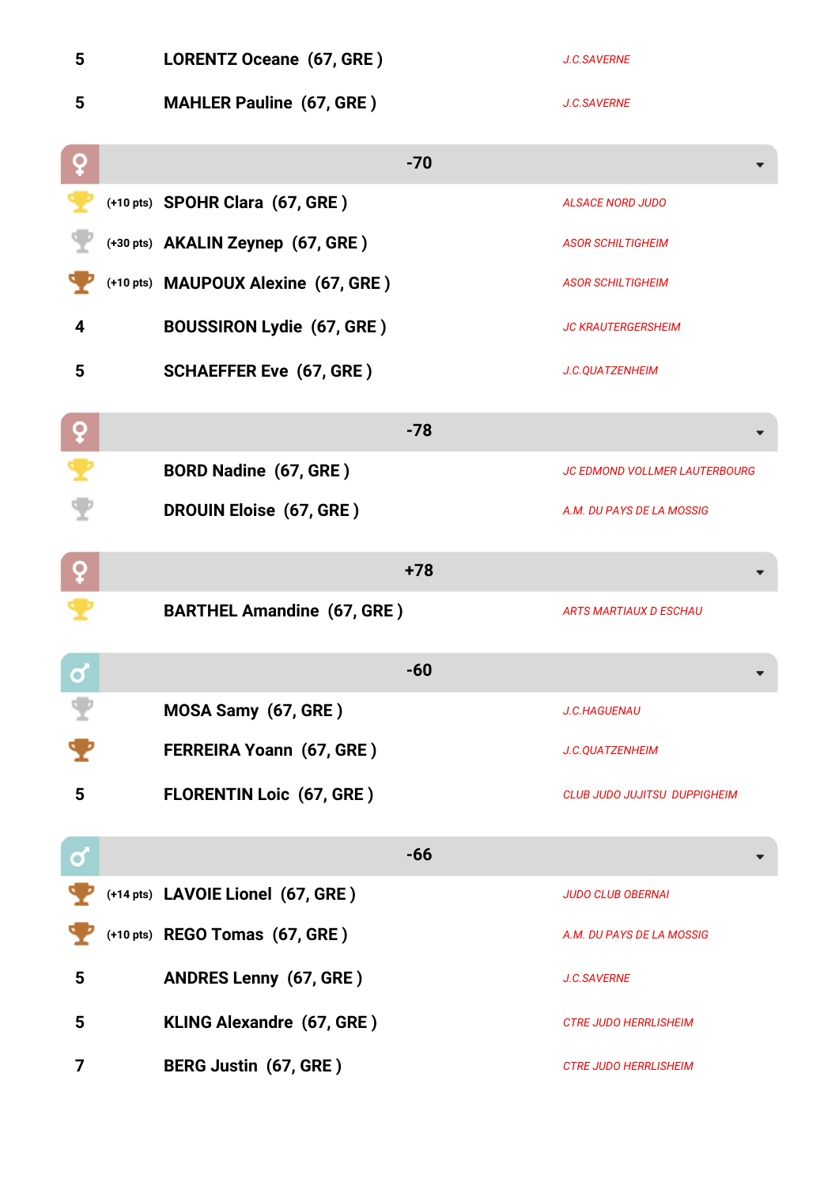| Place | Points | Name | Club |
|---|---|---|---|
| 5 | | **LORENTZ Oceane (67, GRE )** | *J.C.SAVERNE* |
| 5 | | **MAHLER Pauline (67, GRE )** | *J.C.SAVERNE* |

## ♀ -70

| Place | Points | Name | Club |
|---|---|---|---|
| 1 | (+10 pts) | **SPOHR Clara (67, GRE )** | *ALSACE NORD JUDO* |
| 2 | (+30 pts) | **AKALIN Zeynep (67, GRE )** | *ASOR SCHILTIGHEIM* |
| 3 | (+10 pts) | **MAUPOUX Alexine (67, GRE )** | *ASOR SCHILTIGHEIM* |
| 4 | | **BOUSSIRON Lydie (67, GRE )** | *JC KRAUTERGERSHEIM* |
| 5 | | **SCHAEFFER Eve (67, GRE )** | *J.C.QUATZENHEIM* |

## ♀ -78

| Place | Points | Name | Club |
|---|---|---|---|
| 1 | | **BORD Nadine (67, GRE )** | *JC EDMOND VOLLMER LAUTERBOURG* |
| 2 | | **DROUIN Eloise (67, GRE )** | *A.M. DU PAYS DE LA MOSSIG* |

## ♀ +78

| Place | Points | Name | Club |
|---|---|---|---|
| 1 | | **BARTHEL Amandine (67, GRE )** | *ARTS MARTIAUX D ESCHAU* |

## ♂ -60

| Place | Points | Name | Club |
|---|---|---|---|
| 2 | | **MOSA Samy (67, GRE )** | *J.C.HAGUENAU* |
| 3 | | **FERREIRA Yoann (67, GRE )** | *J.C.QUATZENHEIM* |
| 5 | | **FLORENTIN Loic (67, GRE )** | *CLUB JUDO JUJITSU DUPPIGHEIM* |

## ♂ -66

| Place | Points | Name | Club |
|---|---|---|---|
| 3 | (+14 pts) | **LAVOIE Lionel (67, GRE )** | *JUDO CLUB OBERNAI* |
| 3 | (+10 pts) | **REGO Tomas (67, GRE )** | *A.M. DU PAYS DE LA MOSSIG* |
| 5 | | **ANDRES Lenny (67, GRE )** | *J.C.SAVERNE* |
| 5 | | **KLING Alexandre (67, GRE )** | *CTRE JUDO HERRLISHEIM* |
| 7 | | **BERG Justin (67, GRE )** | *CTRE JUDO HERRLISHEIM* |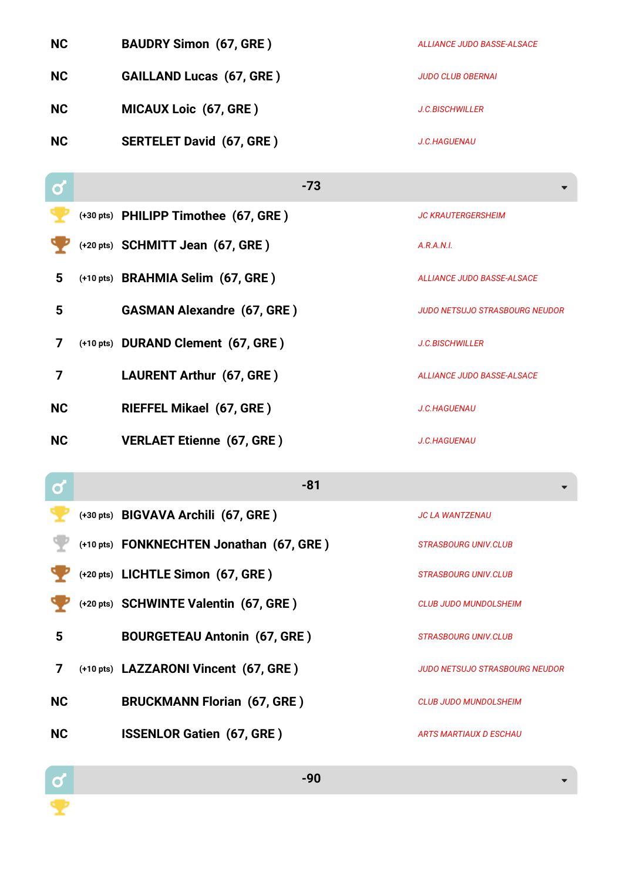| | | | |
|---|---|---|---|
| NC | | BAUDRY Simon (67, GRE ) | ALLIANCE JUDO BASSE-ALSACE |
| NC | | GAILLAND Lucas (67, GRE ) | JUDO CLUB OBERNAI |
| NC | | MICAUX Loic (67, GRE ) | J.C.BISCHWILLER |
| NC | | SERTELET David (67, GRE ) | J.C.HAGUENAU |

## -73

| | | | |
|---|---|---|---|
| 1 | (+30 pts) | PHILIPP Timothee (67, GRE ) | JC KRAUTERGERSHEIM |
| 3 | (+20 pts) | SCHMITT Jean (67, GRE ) | A.R.A.N.I. |
| 5 | (+10 pts) | BRAHMIA Selim (67, GRE ) | ALLIANCE JUDO BASSE-ALSACE |
| 5 | | GASMAN Alexandre (67, GRE ) | JUDO NETSUJO STRASBOURG NEUDOR |
| 7 | (+10 pts) | DURAND Clement (67, GRE ) | J.C.BISCHWILLER |
| 7 | | LAURENT Arthur (67, GRE ) | ALLIANCE JUDO BASSE-ALSACE |
| NC | | RIEFFEL Mikael (67, GRE ) | J.C.HAGUENAU |
| NC | | VERLAET Etienne (67, GRE ) | J.C.HAGUENAU |

## -81

| | | | |
|---|---|---|---|
| 1 | (+30 pts) | BIGVAVA Archili (67, GRE ) | JC LA WANTZENAU |
| 2 | (+10 pts) | FONKNECHTEN Jonathan (67, GRE ) | STRASBOURG UNIV.CLUB |
| 3 | (+20 pts) | LICHTLE Simon (67, GRE ) | STRASBOURG UNIV.CLUB |
| 3 | (+20 pts) | SCHWINTE Valentin (67, GRE ) | CLUB JUDO MUNDOLSHEIM |
| 5 | | BOURGETEAU Antonin (67, GRE ) | STRASBOURG UNIV.CLUB |
| 7 | (+10 pts) | LAZZARONI Vincent (67, GRE ) | JUDO NETSUJO STRASBOURG NEUDOR |
| NC | | BRUCKMANN Florian (67, GRE ) | CLUB JUDO MUNDOLSHEIM |
| NC | | ISSENLOR Gatien (67, GRE ) | ARTS MARTIAUX D ESCHAU |

## -90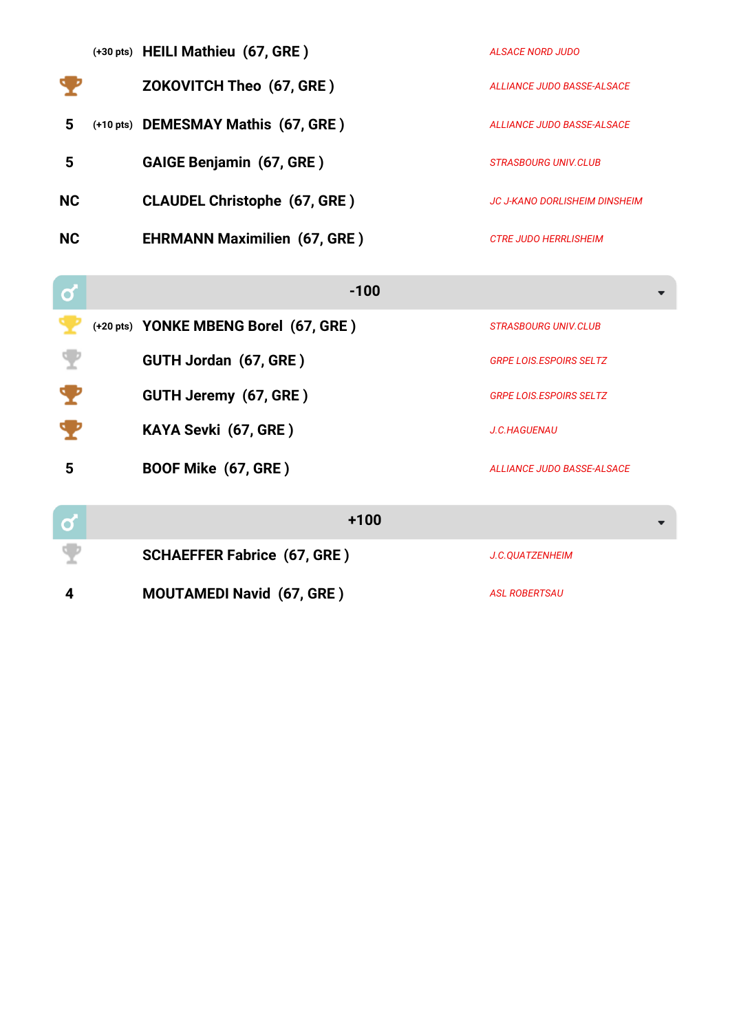| | | | |
|---|---|---|---|
| | (+30 pts) | **HEILI Mathieu (67, GRE )** | *ALSACE NORD JUDO* |
| 🏆 | | **ZOKOVITCH Theo (67, GRE )** | *ALLIANCE JUDO BASSE-ALSACE* |
| 5 | (+10 pts) | **DEMESMAY Mathis (67, GRE )** | *ALLIANCE JUDO BASSE-ALSACE* |
| 5 | | **GAIGE Benjamin (67, GRE )** | *STRASBOURG UNIV.CLUB* |
| NC | | **CLAUDEL Christophe (67, GRE )** | *JC J-KANO DORLISHEIM DINSHEIM* |
| NC | | **EHRMANN Maximilien (67, GRE )** | *CTRE JUDO HERRLISHEIM* |

## -100

| | | | |
|---|---|---|---|
| 🏆 | (+20 pts) | **YONKE MBENG Borel (67, GRE )** | *STRASBOURG UNIV.CLUB* |
| 🏆 | | **GUTH Jordan (67, GRE )** | *GRPE LOIS.ESPOIRS SELTZ* |
| 🏆 | | **GUTH Jeremy (67, GRE )** | *GRPE LOIS.ESPOIRS SELTZ* |
| 🏆 | | **KAYA Sevki (67, GRE )** | *J.C.HAGUENAU* |
| 5 | | **BOOF Mike (67, GRE )** | *ALLIANCE JUDO BASSE-ALSACE* |

## +100

| | | | |
|---|---|---|---|
| 🏆 | | **SCHAEFFER Fabrice (67, GRE )** | *J.C.QUATZENHEIM* |
| 4 | | **MOUTAMEDI Navid (67, GRE )** | *ASL ROBERTSAU* |